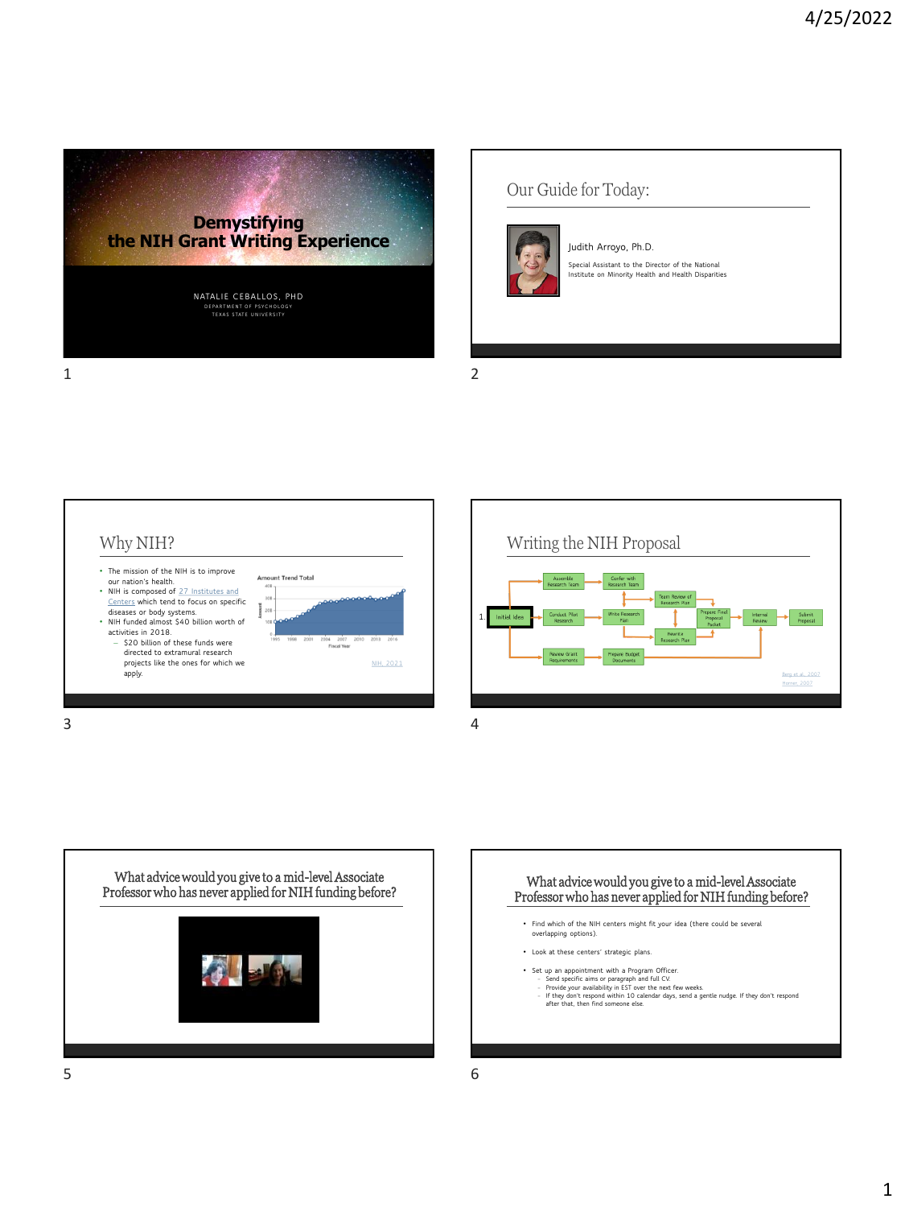# Demystifying the NIH Grant Writing Experience

NATALIE CEBALLOS, PHD
DEPARTMENT OF PSYCHOLOGY
TEXAS STATE UNIVERSITY

## Our Guide for Today:

Judith Arroyo, Ph.D.

Special Assistant to the Director of the National Institute on Minority Health and Health Disparities

## Why NIH?

- The mission of the NIH is to improve our nation's health.
- NIH is composed of 27 Institutes and Centers which tend to focus on specific diseases or body systems.
- NIH funded almost $40 billion worth of activities in 2018.
  - $20 billion of these funds were directed to extramural research projects like the ones for which we apply.

Amount Trend Total

NIH, 2021

## Writing the NIH Proposal

1. Initial Idea → Assemble Research Team → Confer with Research Team; Conduct Pilot Research → Write Research Plan → Team Review of Research Plan / Rewrite Research Plan → Prepare Final Proposal Packet → Internal Review → Submit Proposal; Review Grant Requirements → Prepare Budget Documents

Berg et al., 2007
Henson, 2007

## What advice would you give to a mid-level Associate Professor who has never applied for NIH funding before?

## What advice would you give to a mid-level Associate Professor who has never applied for NIH funding before?

- Find which of the NIH centers might fit your idea (there could be several overlapping options).
- Look at these centers' strategic plans.
- Set up an appointment with a Program Officer.
  - Send specific aims or paragraph and full CV.
  - Provide your availability in EST over the next few weeks.
  - If they don't respond within 10 calendar days, send a gentle nudge. If they don't respond after that, then find someone else.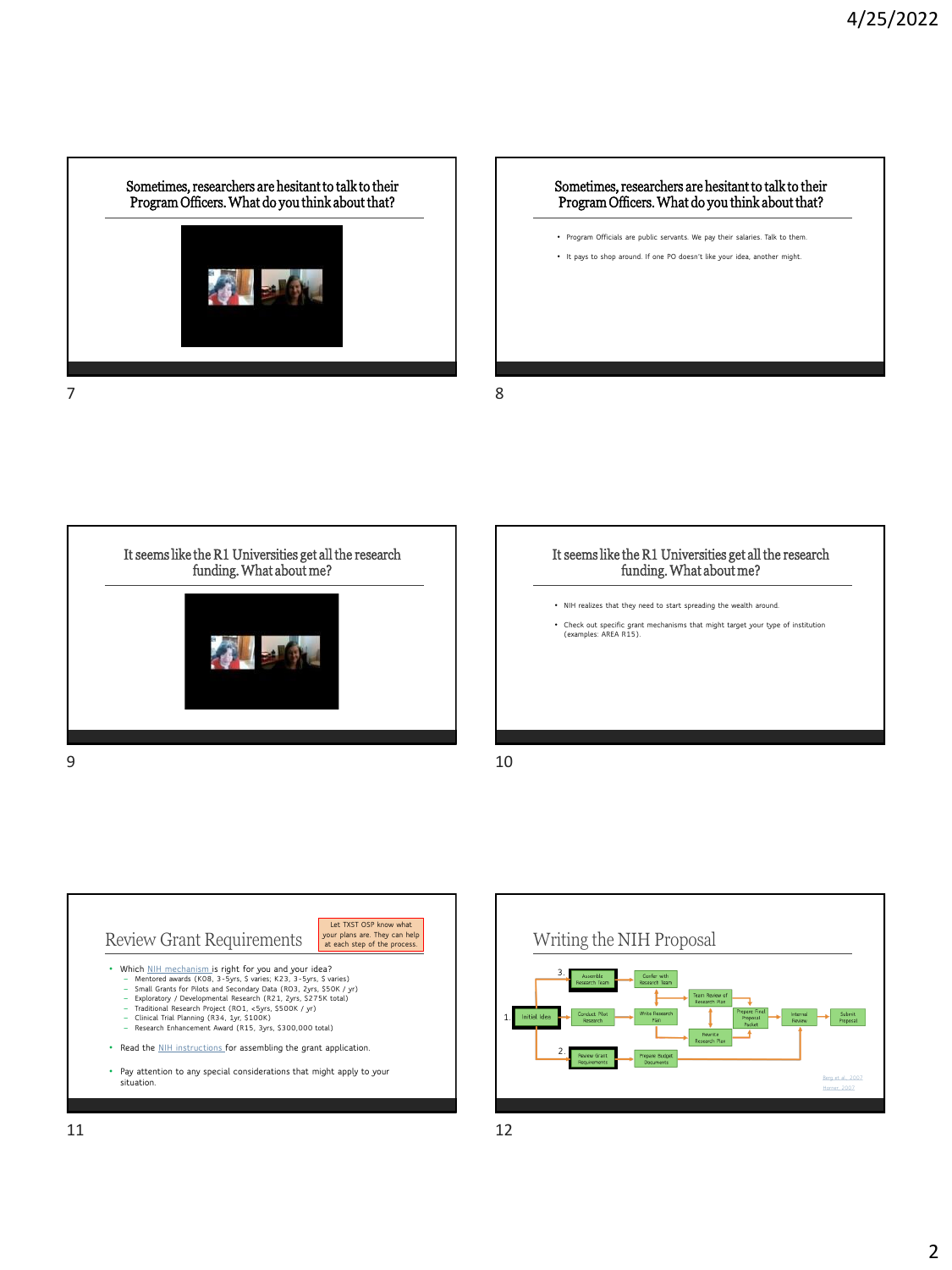## Sometimes, researchers are hesitant to talk to their Program Officers. What do you think about that?

## Sometimes, researchers are hesitant to talk to their Program Officers. What do you think about that?

- Program Officials are public servants. We pay their salaries. Talk to them.
- It pays to shop around. If one PO doesn't like your idea, another might.

## It seems like the R1 Universities get all the research funding. What about me?

## It seems like the R1 Universities get all the research funding. What about me?

- NIH realizes that they need to start spreading the wealth around.
- Check out specific grant mechanisms that might target your type of institution (examples: AREA R15).

## Review Grant Requirements

Let TXST OSP know what your plans are. They can help at each step of the process.

- Which NIH mechanism is right for you and your idea?
  - Mentored awards (K08, 3-5yrs, $ varies; K23, 3-5yrs, $ varies)
  - Small Grants for Pilots and Secondary Data (R03, 2yrs, $50K / yr)
  - Exploratory / Developmental Research (R21, 2yrs, $275K total)
  - Traditional Research Project (R01, <5yrs, $500K / yr)
  - Clinical Trial Planning (R34, 1yr, $100K)
  - Research Enhancement Award (R15, 3yrs, $300,000 total)
- Read the NIH instructions for assembling the grant application.
- Pay attention to any special considerations that might apply to your situation.

## Writing the NIH Proposal

1. Initial Idea → Conduct Pilot Research → Write Research Plan → Team Review of Research Plan / Rewrite Research Plan → Prepare Final Proposal Packet → Internal Review → Submit Proposal
2. Review Grant Requirements → Prepare Budget Documents
3. Assemble Research Team → Confer with Research Team

Berg et al., 2007
Horner, 2007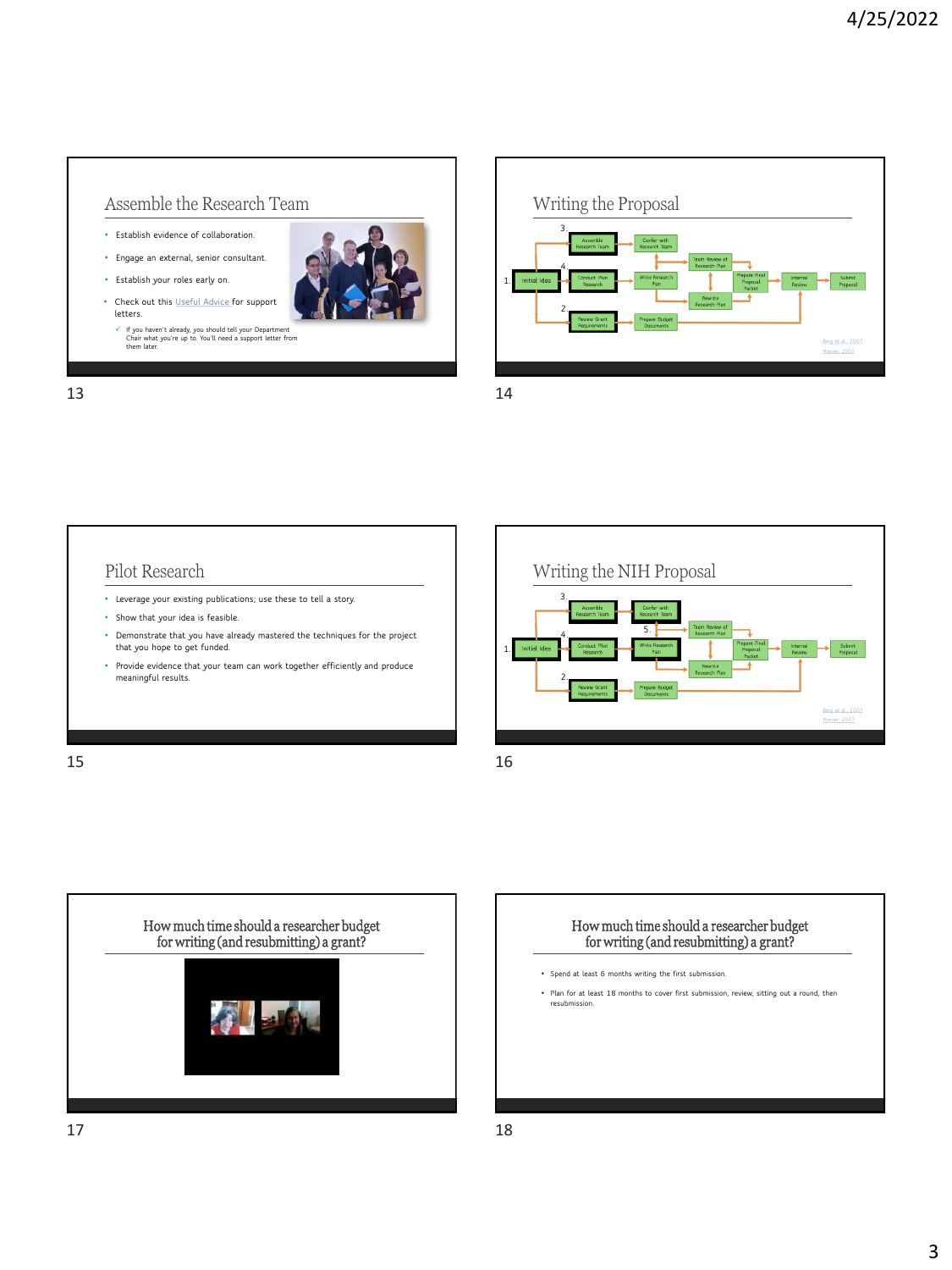## Assemble the Research Team

- Establish evidence of collaboration.
- Engage an external, senior consultant.
- Establish your roles early on.
- Check out this Useful Advice for support letters.
  - ✓ If you haven't already, you should tell your Department Chair what you're up to. You'll need a support letter from them later.

## Writing the Proposal

1. Initial Idea
2. Review Grant Requirements → Prepare Budget Documents
3. Assemble Research Team → Confer with Research Team
4. Conduct Pilot Research → Write Research Plan → Team Review of Research Plan / Rewrite Research Plan → Prepare Final Proposal Packet → Internal Review → Submit Proposal

Berg et al., 2007
Horner, 2007

## Pilot Research

- Leverage your existing publications; use these to tell a story.
- Show that your idea is feasible.
- Demonstrate that you have already mastered the techniques for the project that you hope to get funded.
- Provide evidence that your team can work together efficiently and produce meaningful results.

## Writing the NIH Proposal

1. Initial Idea
2. Review Grant Requirements → Prepare Budget Documents
3. Assemble Research Team → Confer with Research Team
4. Conduct Pilot Research → Write Research Plan
5. Team Review of Research Plan / Rewrite Research Plan → Prepare Final Proposal Packet → Internal Review → Submit Proposal

Berg et al., 2007
Horner, 2007

## How much time should a researcher budget for writing (and resubmitting) a grant?

## How much time should a researcher budget for writing (and resubmitting) a grant?

- Spend at least 6 months writing the first submission.
- Plan for at least 18 months to cover first submission, review, sitting out a round, then resubmission.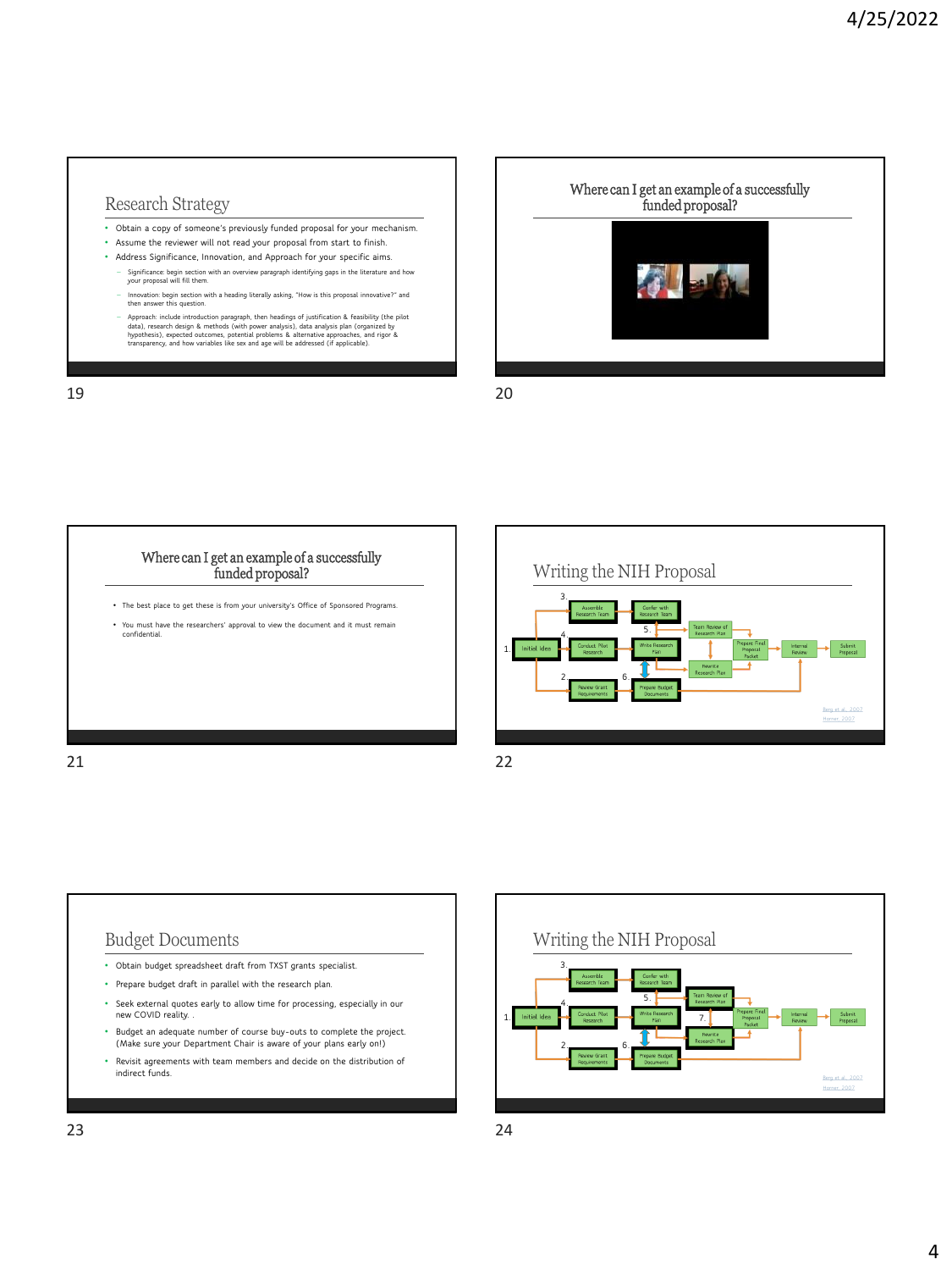## Research Strategy

- Obtain a copy of someone's previously funded proposal for your mechanism.
- Assume the reviewer will not read your proposal from start to finish.
- Address Significance, Innovation, and Approach for your specific aims.
  - Significance: begin section with an overview paragraph identifying gaps in the literature and how your proposal will fill them.
  - Innovation: begin section with a heading literally asking, "How is this proposal innovative?" and then answer this question.
  - Approach: include introduction paragraph, then headings of justification & feasibility (the pilot data), research design & methods (with power analysis), data analysis plan (organized by hypothesis), expected outcomes, potential problems & alternative approaches, and rigor & transparency, and how variables like sex and age will be addressed (if applicable).

## Where can I get an example of a successfully funded proposal?

## Where can I get an example of a successfully funded proposal?

- The best place to get these is from your university's Office of Sponsored Programs.
- You must have the researchers' approval to view the document and it must remain confidential.

## Writing the NIH Proposal

1. Initial Idea
2. Review Grant Requirements
3. Assemble Research Team
4. Conduct Pilot Research
5. Write Research Plan
6. Prepare Budget Documents

Confer with Research Team; Team Review of Research Plan; Rewrite Research Plan; Prepare Final Proposal Packet; Internal Review; Submit Proposal

Berg et al., 2007
Hamer, 2007

## Budget Documents

- Obtain budget spreadsheet draft from TXST grants specialist.
- Prepare budget draft in parallel with the research plan.
- Seek external quotes early to allow time for processing, especially in our new COVID reality. .
- Budget an adequate number of course buy-outs to complete the project. (Make sure your Department Chair is aware of your plans early on!)
- Revisit agreements with team members and decide on the distribution of indirect funds.

## Writing the NIH Proposal

1. Initial Idea
2. Review Grant Requirements
3. Assemble Research Team
4. Conduct Pilot Research
5. Write Research Plan
6. Prepare Budget Documents
7. Team Review of Research Plan / Rewrite Research Plan

Confer with Research Team; Prepare Final Proposal Packet; Internal Review; Submit Proposal

Berg et al., 2007
Hamer, 2007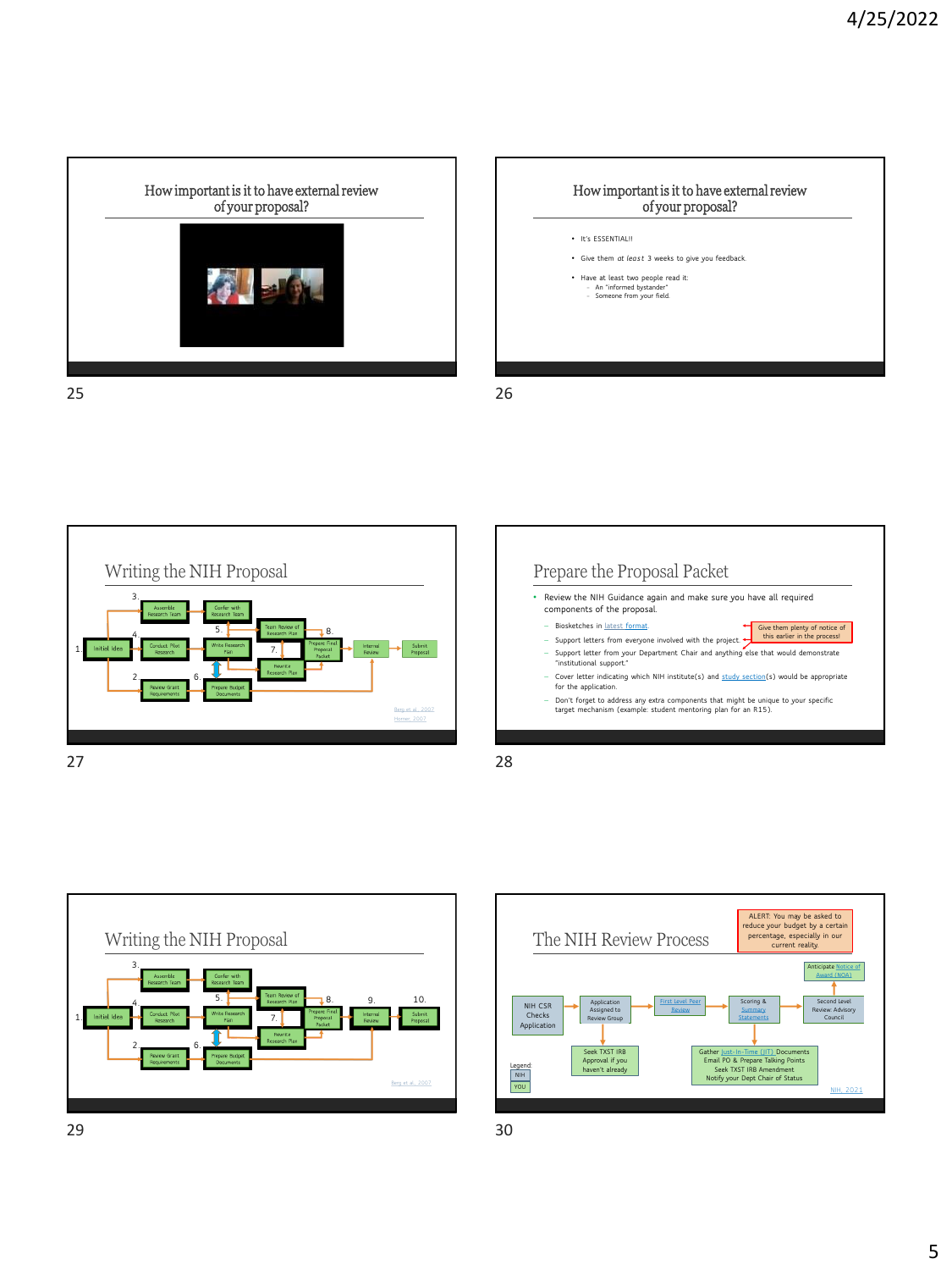## How important is it to have external review of your proposal?

## How important is it to have external review of your proposal?

- It's ESSENTIAL!!
- Give them *at least* 3 weeks to give you feedback.
- Have at least two people read it:
  - An "informed bystander"
  - Someone from your field

## Writing the NIH Proposal

1. Initial Idea
2. Review Grant Requirements
3. Assemble Research Team
4. Conduct Pilot Research
5. Write Research Plan
6. Prepare Budget Documents
7. Rewrite Research Plan
8. Prepare Final Proposal Packet

Confer with Research Team · Team Review of Research Plan · Internal Review · Submit Proposal

Berg et al., 2007
Horner, 2007

## Prepare the Proposal Packet

- Review the NIH Guidance again and make sure you have all required components of the proposal.
  - Biosketches in latest format.
  - Support letters from everyone involved with the project.
  - Support letter from your Department Chair and anything else that would demonstrate "institutional support."
  - Cover letter indicating which NIH institute(s) and study section(s) would be appropriate for the application.
  - Don't forget to address any extra components that might be unique to your specific target mechanism (example: student mentoring plan for an R15).

Give them plenty of notice of this earlier in the process!

## Writing the NIH Proposal

1. Initial Idea
2. Review Grant Requirements
3. Assemble Research Team
4. Conduct Pilot Research
5. Write Research Plan
6. Prepare Budget Documents
7. Rewrite Research Plan
8. Prepare Final Proposal Packet
9. Internal Review
10. Submit Proposal

Confer with Research Team · Team Review of Research Plan

Berg et al., 2007

## The NIH Review Process

ALERT: You may be asked to reduce your budget by a certain percentage, especially in our current reality.

NIH CSR Checks Application → Application Assigned to Review Group → First Level Peer Review → Scoring & Summary Statements → Second Level Review Advisory Council → Anticipate Notice of Award (NOA)

Seek TXST IRB Approval if you haven't already

Gather Just-In-Time (JIT) Documents
Email PO & Prepare Talking Points
Seek TXST IRB Amendment
Notify your Dept Chair of Status

Legend:
NIH
YOU

NIH, 2021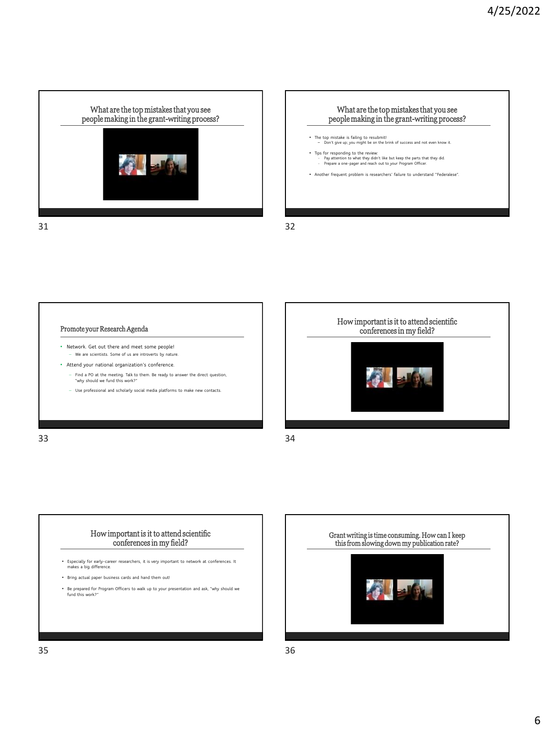## What are the top mistakes that you see people making in the grant-writing process?

## What are the top mistakes that you see people making in the grant-writing process?

- The top mistake is failing to resubmit!
  - Don't give up; you might be on the brink of success and not even know it.
- Tips for responding to the review:
  - Pay attention to what they didn't like but keep the parts that they did.
  - Prepare a one-pager and reach out to your Program Officer.
- Another frequent problem is researchers' failure to understand "Federalese".

## Promote your Research Agenda

- Network. Get out there and meet some people!
  - We are scientists. Some of us are introverts by nature.
- Attend your national organization's conference.
  - Find a PO at the meeting. Talk to them. Be ready to answer the direct question, "why should we fund this work?"
  - Use professional and scholarly social media platforms to make new contacts.

## How important is it to attend scientific conferences in my field?

## How important is it to attend scientific conferences in my field?

- Especially for early-career researchers, it is very important to network at conferences. It makes a big difference.
- Bring actual paper business cards and hand them out!
- Be prepared for Program Officers to walk up to your presentation and ask, "why should we fund this work?"

## Grant writing is time consuming. How can I keep this from slowing down my publication rate?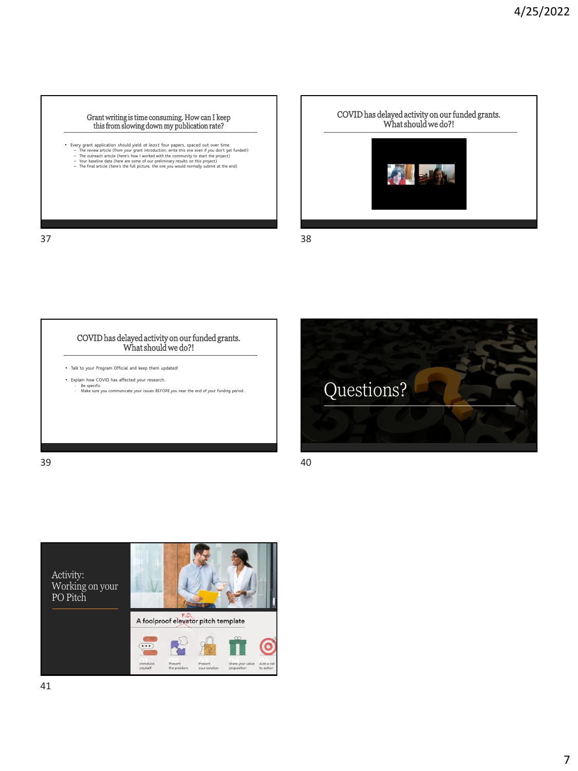## Grant writing is time consuming. How can I keep this from slowing down my publication rate?

- Every grant application should yield *at least* four papers, spaced out over time.
  - The review article (from your grant introduction; write this one even if you don't get funded!)
  - The outreach article (here's how I worked with the community to start the project)
  - Your baseline data (here are some of our preliminary results on this project)
  - The final article (here's the full picture, the one you would normally submit at the end)

## COVID has delayed activity on our funded grants. What should we do?!

## COVID has delayed activity on our funded grants. What should we do?!

- Talk to your Program Official and keep them updated!
- Explain how COVID has affected your research.
  - Be specific
  - Make sure you communicate your issues BEFORE you near the end of your funding period.

## Questions?

## Activity: Working on your PO Pitch

A foolproof P.O. elevator pitch template

01 Introduce yourself

02 Present the problem

03 Present your solution

04 Share your value proposition

05 Add a call to action